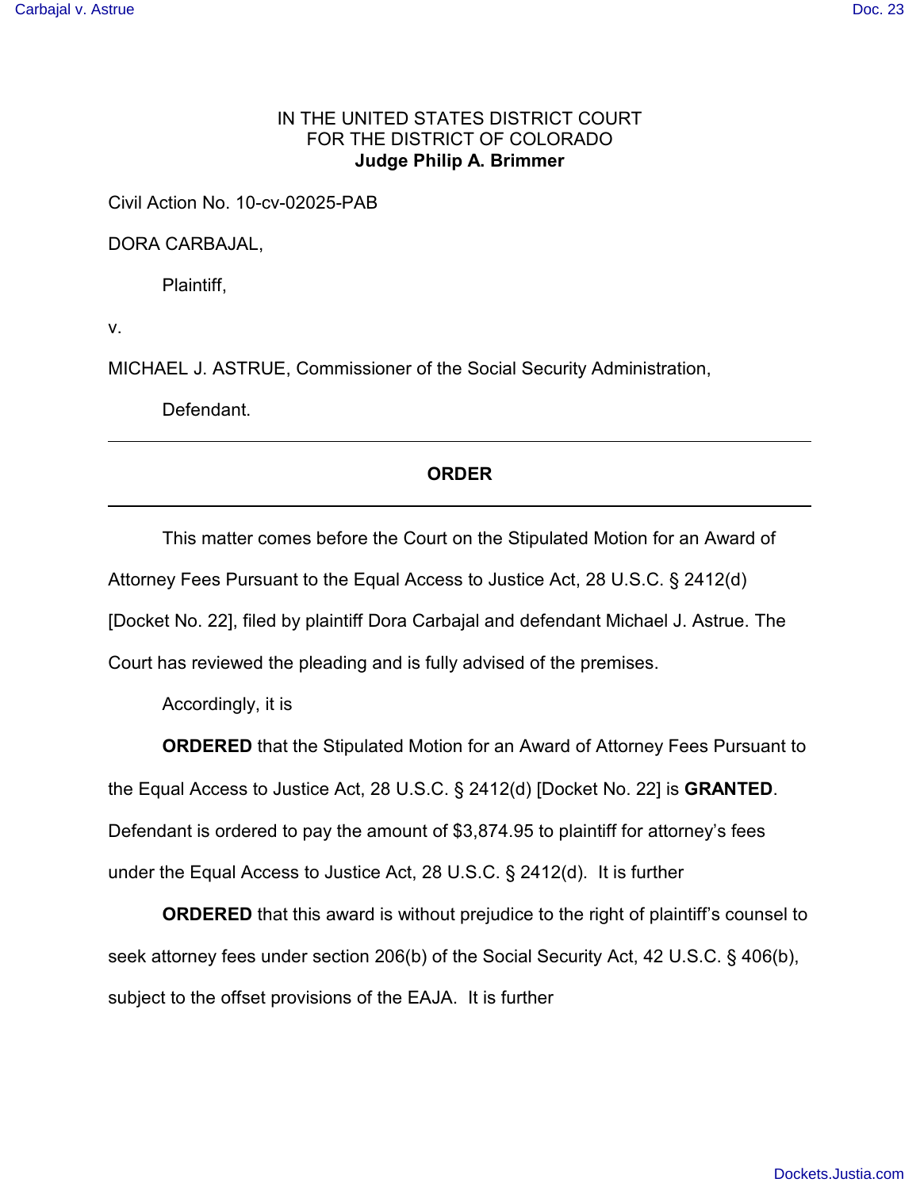IN THE UNITED STATES DISTRICT COURT
FOR THE DISTRICT OF COLORADO
**Judge Philip A. Brimmer**

Civil Action No. 10-cv-02025-PAB

DORA CARBAJAL,

Plaintiff,

v.

MICHAEL J. ASTRUE, Commissioner of the Social Security Administration,

Defendant.

---

## ORDER

---

This matter comes before the Court on the Stipulated Motion for an Award of Attorney Fees Pursuant to the Equal Access to Justice Act, 28 U.S.C. § 2412(d) [Docket No. 22], filed by plaintiff Dora Carbajal and defendant Michael J. Astrue. The Court has reviewed the pleading and is fully advised of the premises.

Accordingly, it is

**ORDERED** that the Stipulated Motion for an Award of Attorney Fees Pursuant to the Equal Access to Justice Act, 28 U.S.C. § 2412(d) [Docket No. 22] is **GRANTED**. Defendant is ordered to pay the amount of $3,874.95 to plaintiff for attorney's fees under the Equal Access to Justice Act, 28 U.S.C. § 2412(d). It is further

**ORDERED** that this award is without prejudice to the right of plaintiff's counsel to seek attorney fees under section 206(b) of the Social Security Act, 42 U.S.C. § 406(b), subject to the offset provisions of the EAJA. It is further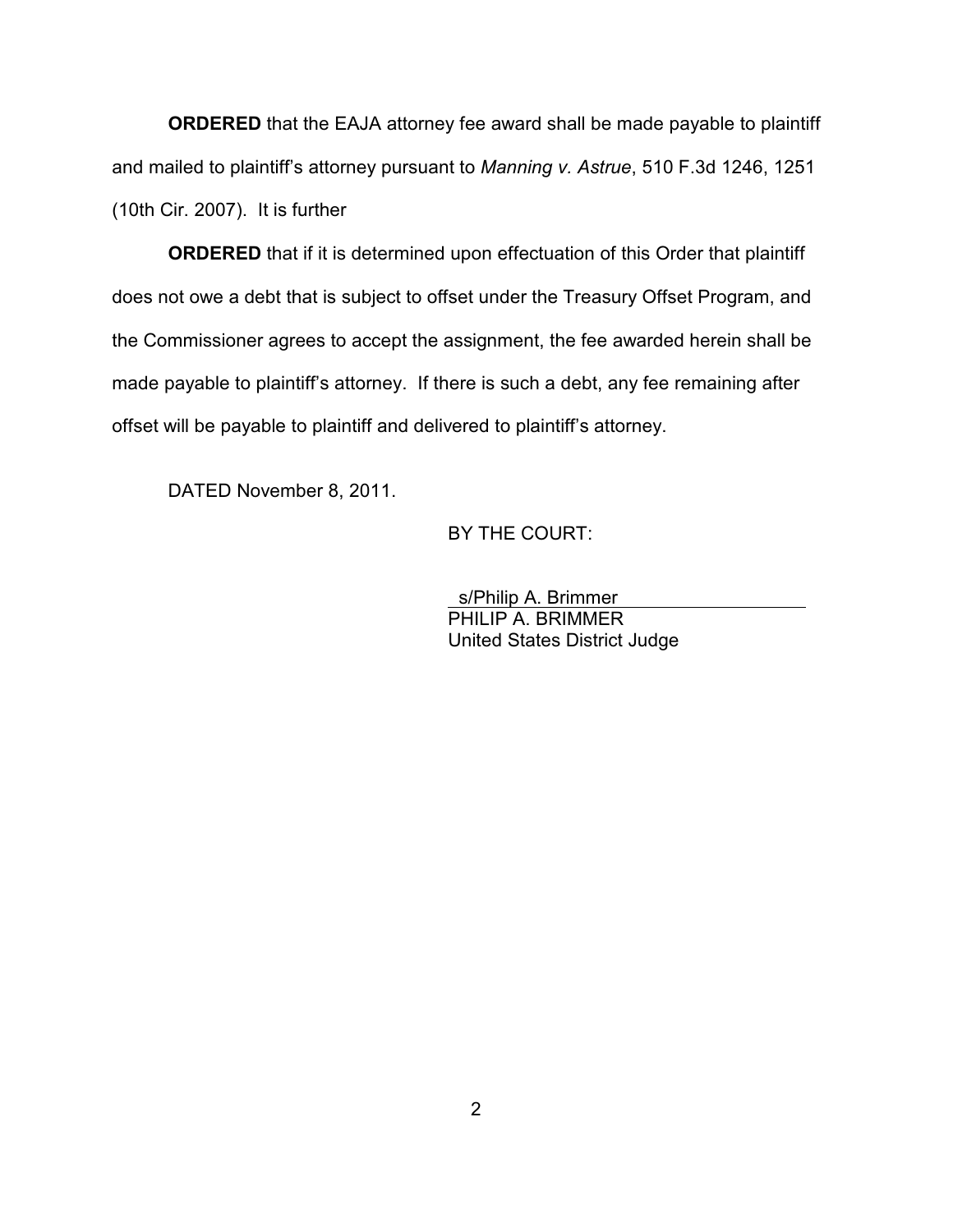**ORDERED** that the EAJA attorney fee award shall be made payable to plaintiff and mailed to plaintiff's attorney pursuant to *Manning v. Astrue*, 510 F.3d 1246, 1251 (10th Cir. 2007). It is further

**ORDERED** that if it is determined upon effectuation of this Order that plaintiff does not owe a debt that is subject to offset under the Treasury Offset Program, and the Commissioner agrees to accept the assignment, the fee awarded herein shall be made payable to plaintiff's attorney. If there is such a debt, any fee remaining after offset will be payable to plaintiff and delivered to plaintiff's attorney.

DATED November 8, 2011.

BY THE COURT:

s/Philip A. Brimmer
PHILIP A. BRIMMER
United States District Judge